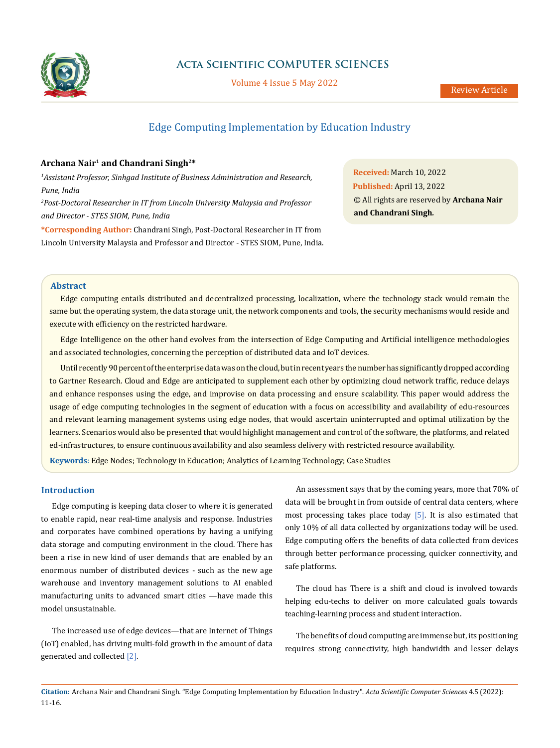Review Article

# Edge Computing Implementation by Education Industry

**Archana Nair[1] and Chandrani Singh[2]***

*[1]Assistant Professor, Sinhgad Institute of Business Administration and Research, Pune, India*

*[2]Post-Doctoral Researcher in IT from Lincoln University Malaysia and Professor and Director - STES SIOM, Pune, India*

**\*Corresponding Author:** Chandrani Singh, Post-Doctoral Researcher in IT from Lincoln University Malaysia and Professor and Director - STES SIOM, Pune, India.

**Received:** March 10, 2022
**Published:** April 13, 2022
© All rights are reserved by **Archana Nair and Chandrani Singh.**

## Abstract

Edge computing entails distributed and decentralized processing, localization, where the technology stack would remain the same but the operating system, the data storage unit, the network components and tools, the security mechanisms would reside and execute with efficiency on the restricted hardware.

Edge Intelligence on the other hand evolves from the intersection of Edge Computing and Artificial intelligence methodologies and associated technologies, concerning the perception of distributed data and IoT devices.

Until recently 90 percent of the enterprise data was on the cloud, but in recent years the number has significantly dropped according to Gartner Research. Cloud and Edge are anticipated to supplement each other by optimizing cloud network traffic, reduce delays and enhance responses using the edge, and improvise on data processing and ensure scalability. This paper would address the usage of edge computing technologies in the segment of education with a focus on accessibility and availability of edu-resources and relevant learning management systems using edge nodes, that would ascertain uninterrupted and optimal utilization by the learners. Scenarios would also be presented that would highlight management and control of the software, the platforms, and related ed-infrastructures, to ensure continuous availability and also seamless delivery with restricted resource availability.

**Keywords**: Edge Nodes; Technology in Education; Analytics of Learning Technology; Case Studies

## Introduction

Edge computing is keeping data closer to where it is generated to enable rapid, near real-time analysis and response. Industries and corporates have combined operations by having a unifying data storage and computing environment in the cloud. There has been a rise in new kind of user demands that are enabled by an enormous number of distributed devices - such as the new age warehouse and inventory management solutions to AI enabled manufacturing units to advanced smart cities —have made this model unsustainable.

The increased use of edge devices—that are Internet of Things (IoT) enabled, has driving multi-fold growth in the amount of data generated and collected [2].

An assessment says that by the coming years, more that 70% of data will be brought in from outside of central data centers, where most processing takes place today [5]. It is also estimated that only 10% of all data collected by organizations today will be used. Edge computing offers the benefits of data collected from devices through better performance processing, quicker connectivity, and safe platforms.

The cloud has There is a shift and cloud is involved towards helping edu-techs to deliver on more calculated goals towards teaching-learning process and student interaction.

The benefits of cloud computing are immense but, its positioning requires strong connectivity, high bandwidth and lesser delays

**Citation:** Archana Nair and Chandrani Singh. "Edge Computing Implementation by Education Industry". *Acta Scientific Computer Sciences* 4.5 (2022): 11-16.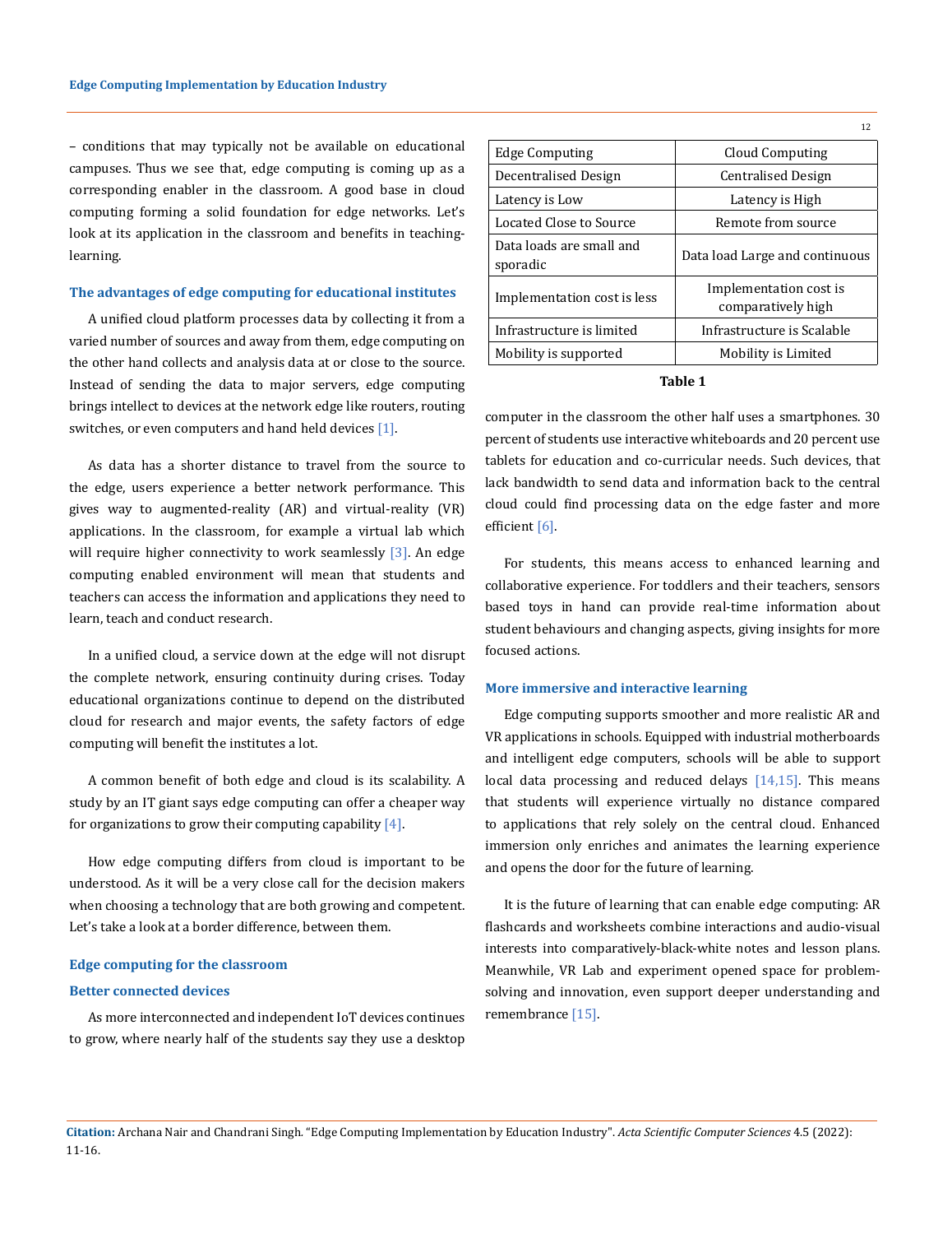– conditions that may typically not be available on educational campuses. Thus we see that, edge computing is coming up as a corresponding enabler in the classroom. A good base in cloud computing forming a solid foundation for edge networks. Let's look at its application in the classroom and benefits in teaching-learning.

### The advantages of edge computing for educational institutes

A unified cloud platform processes data by collecting it from a varied number of sources and away from them, edge computing on the other hand collects and analysis data at or close to the source. Instead of sending the data to major servers, edge computing brings intellect to devices at the network edge like routers, routing switches, or even computers and hand held devices [1].

As data has a shorter distance to travel from the source to the edge, users experience a better network performance. This gives way to augmented-reality (AR) and virtual-reality (VR) applications. In the classroom, for example a virtual lab which will require higher connectivity to work seamlessly [3]. An edge computing enabled environment will mean that students and teachers can access the information and applications they need to learn, teach and conduct research.

In a unified cloud, a service down at the edge will not disrupt the complete network, ensuring continuity during crises. Today educational organizations continue to depend on the distributed cloud for research and major events, the safety factors of edge computing will benefit the institutes a lot.

A common benefit of both edge and cloud is its scalability. A study by an IT giant says edge computing can offer a cheaper way for organizations to grow their computing capability [4].

How edge computing differs from cloud is important to be understood. As it will be a very close call for the decision makers when choosing a technology that are both growing and competent. Let's take a look at a border difference, between them.

| Edge Computing | Cloud Computing |
|---|---|
| Decentralised Design | Centralised Design |
| Latency is Low | Latency is High |
| Located Close to Source | Remote from source |
| Data loads are small and sporadic | Data load Large and continuous |
| Implementation cost is less | Implementation cost is comparatively high |
| Infrastructure is limited | Infrastructure is Scalable |
| Mobility is supported | Mobility is Limited |

**Table 1**

### Edge computing for the classroom

#### Better connected devices

As more interconnected and independent IoT devices continues to grow, where nearly half of the students say they use a desktop computer in the classroom the other half uses a smartphones. 30 percent of students use interactive whiteboards and 20 percent use tablets for education and co-curricular needs. Such devices, that lack bandwidth to send data and information back to the central cloud could find processing data on the edge faster and more efficient [6].

For students, this means access to enhanced learning and collaborative experience. For toddlers and their teachers, sensors based toys in hand can provide real-time information about student behaviours and changing aspects, giving insights for more focused actions.

#### More immersive and interactive learning

Edge computing supports smoother and more realistic AR and VR applications in schools. Equipped with industrial motherboards and intelligent edge computers, schools will be able to support local data processing and reduced delays [14,15]. This means that students will experience virtually no distance compared to applications that rely solely on the central cloud. Enhanced immersion only enriches and animates the learning experience and opens the door for the future of learning.

It is the future of learning that can enable edge computing: AR flashcards and worksheets combine interactions and audio-visual interests into comparatively-black-white notes and lesson plans. Meanwhile, VR Lab and experiment opened space for problem-solving and innovation, even support deeper understanding and remembrance [15].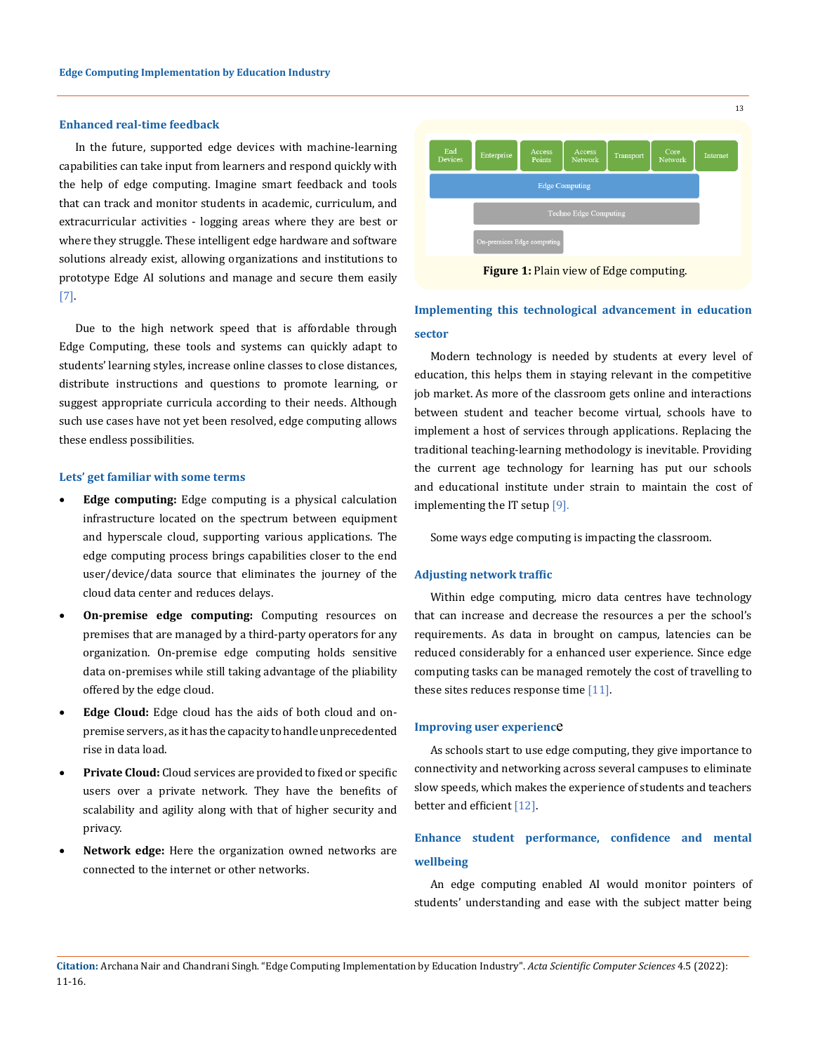### Enhanced real-time feedback

In the future, supported edge devices with machine-learning capabilities can take input from learners and respond quickly with the help of edge computing. Imagine smart feedback and tools that can track and monitor students in academic, curriculum, and extracurricular activities - logging areas where they are best or where they struggle. These intelligent edge hardware and software solutions already exist, allowing organizations and institutions to prototype Edge AI solutions and manage and secure them easily [7].

Due to the high network speed that is affordable through Edge Computing, these tools and systems can quickly adapt to students' learning styles, increase online classes to close distances, distribute instructions and questions to promote learning, or suggest appropriate curricula according to their needs. Although such use cases have not yet been resolved, edge computing allows these endless possibilities.

### Lets' get familiar with some terms

- **Edge computing:** Edge computing is a physical calculation infrastructure located on the spectrum between equipment and hyperscale cloud, supporting various applications. The edge computing process brings capabilities closer to the end user/device/data source that eliminates the journey of the cloud data center and reduces delays.
- **On-premise edge computing:** Computing resources on premises that are managed by a third-party operators for any organization. On-premise edge computing holds sensitive data on-premises while still taking advantage of the pliability offered by the edge cloud.
- **Edge Cloud:** Edge cloud has the aids of both cloud and on-premise servers, as it has the capacity to handle unprecedented rise in data load.
- **Private Cloud:** Cloud services are provided to fixed or specific users over a private network. They have the benefits of scalability and agility along with that of higher security and privacy.
- **Network edge:** Here the organization owned networks are connected to the internet or other networks.

| End Devices | Enterprise | Access Points | Access Network | Transport | Core Network | Internet |
|---|---|---|---|---|---|---|
| Edge Computing | | | | | | |
| | Techno Edge Computing | | | | | |
| | On-premises Edge computing | | | | | |

**Figure 1:** Plain view of Edge computing.

### Implementing this technological advancement in education sector

Modern technology is needed by students at every level of education, this helps them in staying relevant in the competitive job market. As more of the classroom gets online and interactions between student and teacher become virtual, schools have to implement a host of services through applications. Replacing the traditional teaching-learning methodology is inevitable. Providing the current age technology for learning has put our schools and educational institute under strain to maintain the cost of implementing the IT setup [9].

Some ways edge computing is impacting the classroom.

### Adjusting network traffic

Within edge computing, micro data centres have technology that can increase and decrease the resources a per the school's requirements. As data in brought on campus, latencies can be reduced considerably for a enhanced user experience. Since edge computing tasks can be managed remotely the cost of travelling to these sites reduces response time [11].

### Improving user experience

As schools start to use edge computing, they give importance to connectivity and networking across several campuses to eliminate slow speeds, which makes the experience of students and teachers better and efficient [12].

### Enhance student performance, confidence and mental wellbeing

An edge computing enabled AI would monitor pointers of students' understanding and ease with the subject matter being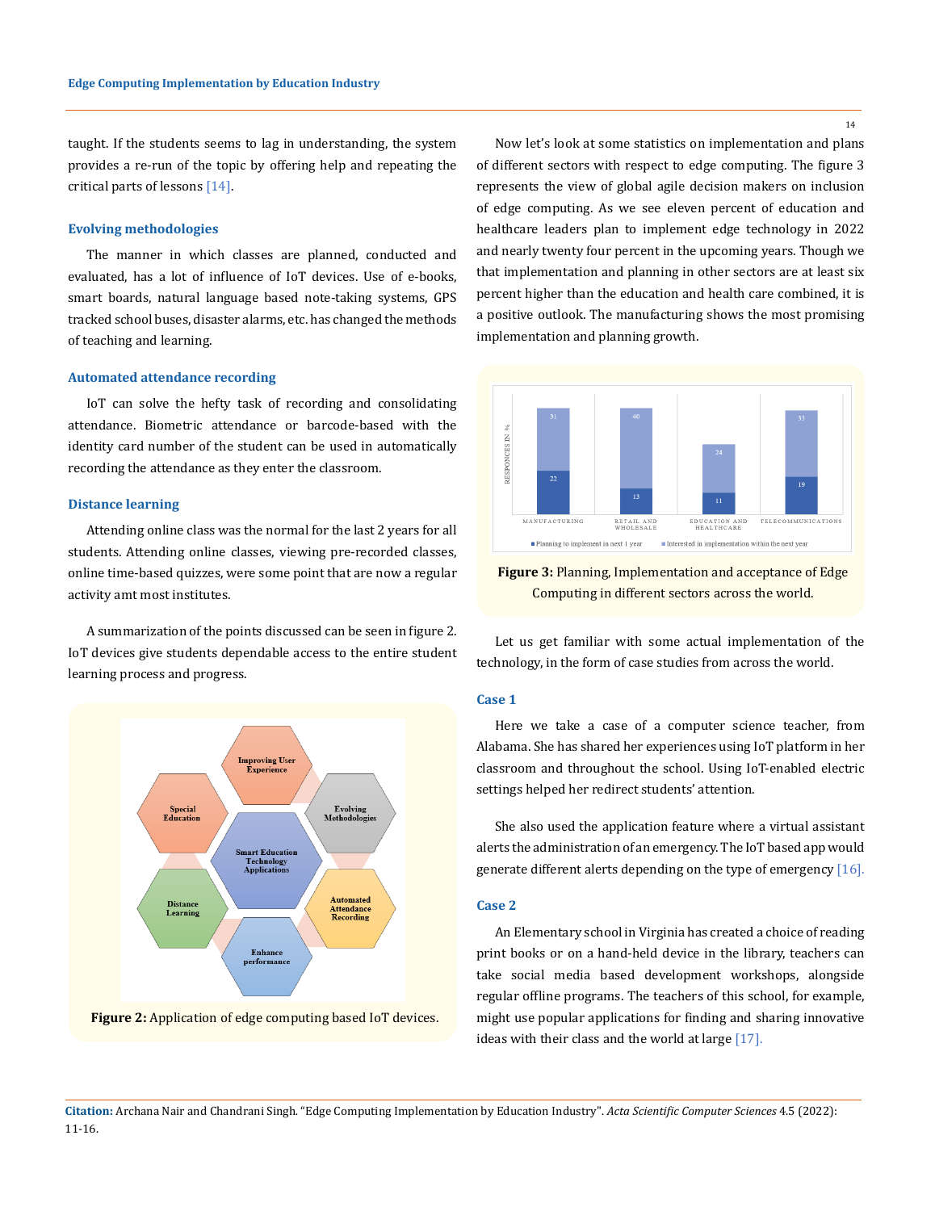taught. If the students seems to lag in understanding, the system provides a re-run of the topic by offering help and repeating the critical parts of lessons [14].

### Evolving methodologies

The manner in which classes are planned, conducted and evaluated, has a lot of influence of IoT devices. Use of e-books, smart boards, natural language based note-taking systems, GPS tracked school buses, disaster alarms, etc. has changed the methods of teaching and learning.

### Automated attendance recording

IoT can solve the hefty task of recording and consolidating attendance. Biometric attendance or barcode-based with the identity card number of the student can be used in automatically recording the attendance as they enter the classroom.

### Distance learning

Attending online class was the normal for the last 2 years for all students. Attending online classes, viewing pre-recorded classes, online time-based quizzes, were some point that are now a regular activity amt most institutes.

A summarization of the points discussed can be seen in figure 2. IoT devices give students dependable access to the entire student learning process and progress.

**Figure 2:** Application of edge computing based IoT devices.

Now let's look at some statistics on implementation and plans of different sectors with respect to edge computing. The figure 3 represents the view of global agile decision makers on inclusion of edge computing. As we see eleven percent of education and healthcare leaders plan to implement edge technology in 2022 and nearly twenty four percent in the upcoming years. Though we that implementation and planning in other sectors are at least six percent higher than the education and health care combined, it is a positive outlook. The manufacturing shows the most promising implementation and planning growth.

**Figure 3:** Planning, Implementation and acceptance of Edge Computing in different sectors across the world.

Let us get familiar with some actual implementation of the technology, in the form of case studies from across the world.

### Case 1

Here we take a case of a computer science teacher, from Alabama. She has shared her experiences using IoT platform in her classroom and throughout the school. Using IoT-enabled electric settings helped her redirect students' attention.

She also used the application feature where a virtual assistant alerts the administration of an emergency. The IoT based app would generate different alerts depending on the type of emergency [16].

### Case 2

An Elementary school in Virginia has created a choice of reading print books or on a hand-held device in the library, teachers can take social media based development workshops, alongside regular offline programs. The teachers of this school, for example, might use popular applications for finding and sharing innovative ideas with their class and the world at large [17].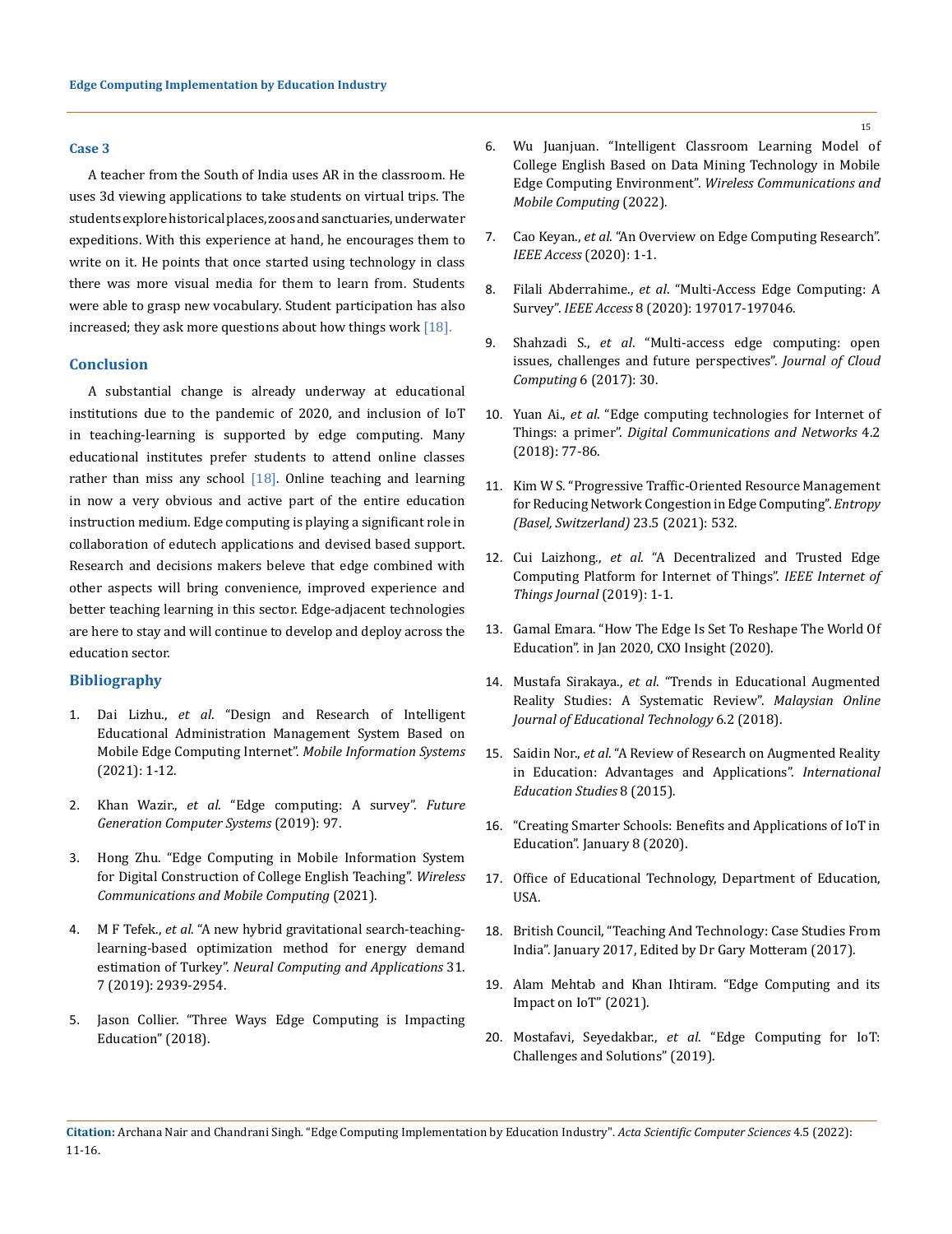### Case 3

A teacher from the South of India uses AR in the classroom. He uses 3d viewing applications to take students on virtual trips. The students explore historical places, zoos and sanctuaries, underwater expeditions. With this experience at hand, he encourages them to write on it. He points that once started using technology in class there was more visual media for them to learn from. Students were able to grasp new vocabulary. Student participation has also increased; they ask more questions about how things work [18].

## Conclusion

A substantial change is already underway at educational institutions due to the pandemic of 2020, and inclusion of IoT in teaching-learning is supported by edge computing. Many educational institutes prefer students to attend online classes rather than miss any school [18]. Online teaching and learning in now a very obvious and active part of the entire education instruction medium. Edge computing is playing a significant role in collaboration of edutech applications and devised based support. Research and decisions makers beleve that edge combined with other aspects will bring convenience, improved experience and better teaching learning in this sector. Edge-adjacent technologies are here to stay and will continue to develop and deploy across the education sector.

## Bibliography

1. Dai Lizhu., *et al*. "Design and Research of Intelligent Educational Administration Management System Based on Mobile Edge Computing Internet". *Mobile Information Systems* (2021): 1-12.
2. Khan Wazir., *et al*. "Edge computing: A survey". *Future Generation Computer Systems* (2019): 97.
3. Hong Zhu. "Edge Computing in Mobile Information System for Digital Construction of College English Teaching". *Wireless Communications and Mobile Computing* (2021).
4. M F Tefek., *et al*. "A new hybrid gravitational search-teaching-learning-based optimization method for energy demand estimation of Turkey". *Neural Computing and Applications* 31. 7 (2019): 2939-2954.
5. Jason Collier. "Three Ways Edge Computing is Impacting Education" (2018).
6. Wu Juanjuan. "Intelligent Classroom Learning Model of College English Based on Data Mining Technology in Mobile Edge Computing Environment". *Wireless Communications and Mobile Computing* (2022).
7. Cao Keyan., *et al*. "An Overview on Edge Computing Research". *IEEE Access* (2020): 1-1.
8. Filali Abderrahime., *et al*. "Multi-Access Edge Computing: A Survey". *IEEE Access* 8 (2020): 197017-197046.
9. Shahzadi S., *et al*. "Multi-access edge computing: open issues, challenges and future perspectives". *Journal of Cloud Computing* 6 (2017): 30.
10. Yuan Ai., *et al*. "Edge computing technologies for Internet of Things: a primer". *Digital Communications and Networks* 4.2 (2018): 77-86.
11. Kim W S. "Progressive Traffic-Oriented Resource Management for Reducing Network Congestion in Edge Computing". *Entropy (Basel, Switzerland)* 23.5 (2021): 532.
12. Cui Laizhong., *et al*. "A Decentralized and Trusted Edge Computing Platform for Internet of Things". *IEEE Internet of Things Journal* (2019): 1-1.
13. Gamal Emara. "How The Edge Is Set To Reshape The World Of Education". in Jan 2020, CXO Insight (2020).
14. Mustafa Sirakaya., *et al*. "Trends in Educational Augmented Reality Studies: A Systematic Review". *Malaysian Online Journal of Educational Technology* 6.2 (2018).
15. Saidin Nor., *et al*. "A Review of Research on Augmented Reality in Education: Advantages and Applications". *International Education Studies* 8 (2015).
16. "Creating Smarter Schools: Benefits and Applications of IoT in Education". January 8 (2020).
17. Office of Educational Technology, Department of Education, USA.
18. British Council, "Teaching And Technology: Case Studies From India". January 2017, Edited by Dr Gary Motteram (2017).
19. Alam Mehtab and Khan Ihtiram. "Edge Computing and its Impact on IoT" (2021).
20. Mostafavi, Seyedakbar., *et al*. "Edge Computing for IoT: Challenges and Solutions" (2019).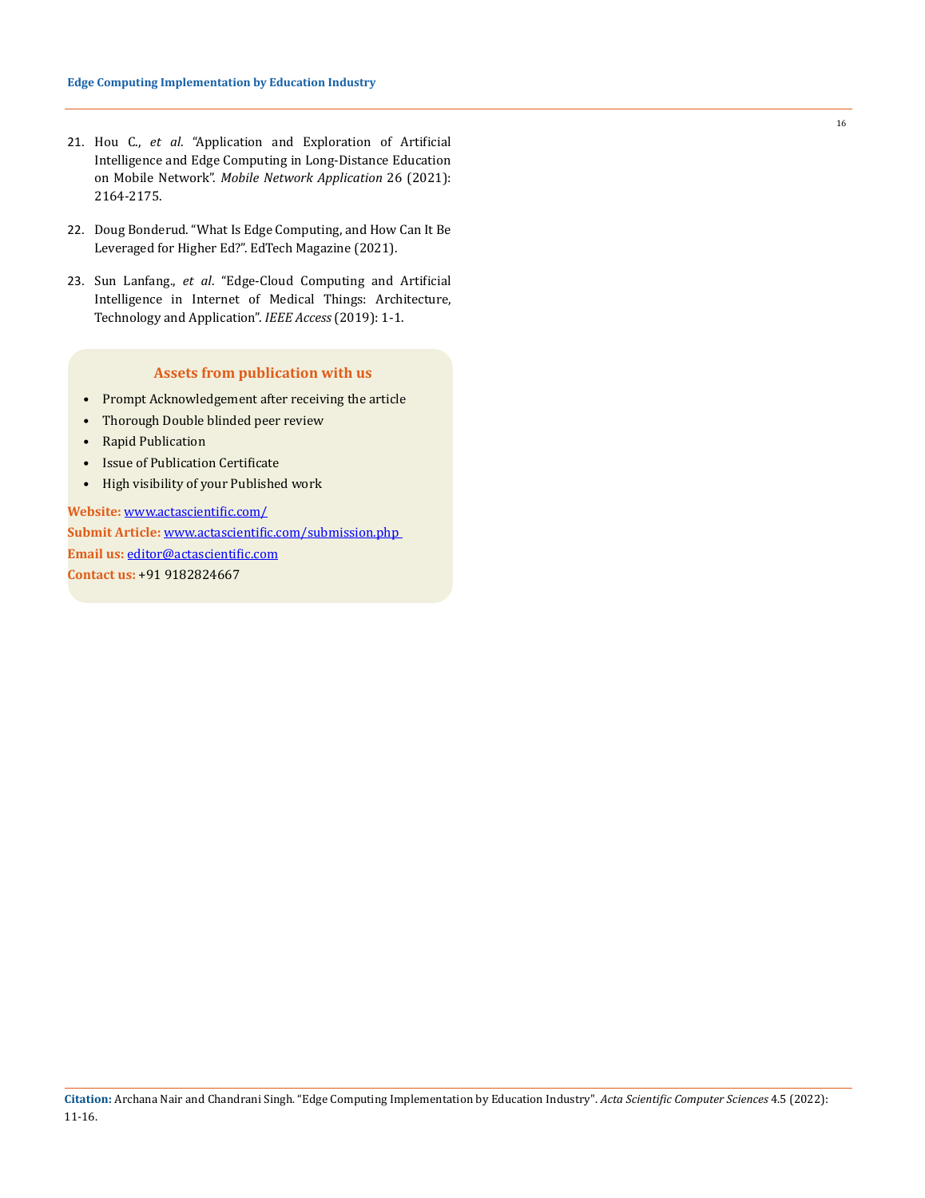21. Hou C., *et al*. "Application and Exploration of Artificial Intelligence and Edge Computing in Long-Distance Education on Mobile Network". *Mobile Network Application* 26 (2021): 2164-2175.

22. Doug Bonderud. "What Is Edge Computing, and How Can It Be Leveraged for Higher Ed?". EdTech Magazine (2021).

23. Sun Lanfang., *et al*. "Edge-Cloud Computing and Artificial Intelligence in Internet of Medical Things: Architecture, Technology and Application". *IEEE Access* (2019): 1-1.

### Assets from publication with us

- Prompt Acknowledgement after receiving the article
- Thorough Double blinded peer review
- Rapid Publication
- Issue of Publication Certificate
- High visibility of your Published work

**Website:** www.actascientific.com/

**Submit Article:** www.actascientific.com/submission.php

**Email us:** editor@actascientific.com

**Contact us:** +91 9182824667